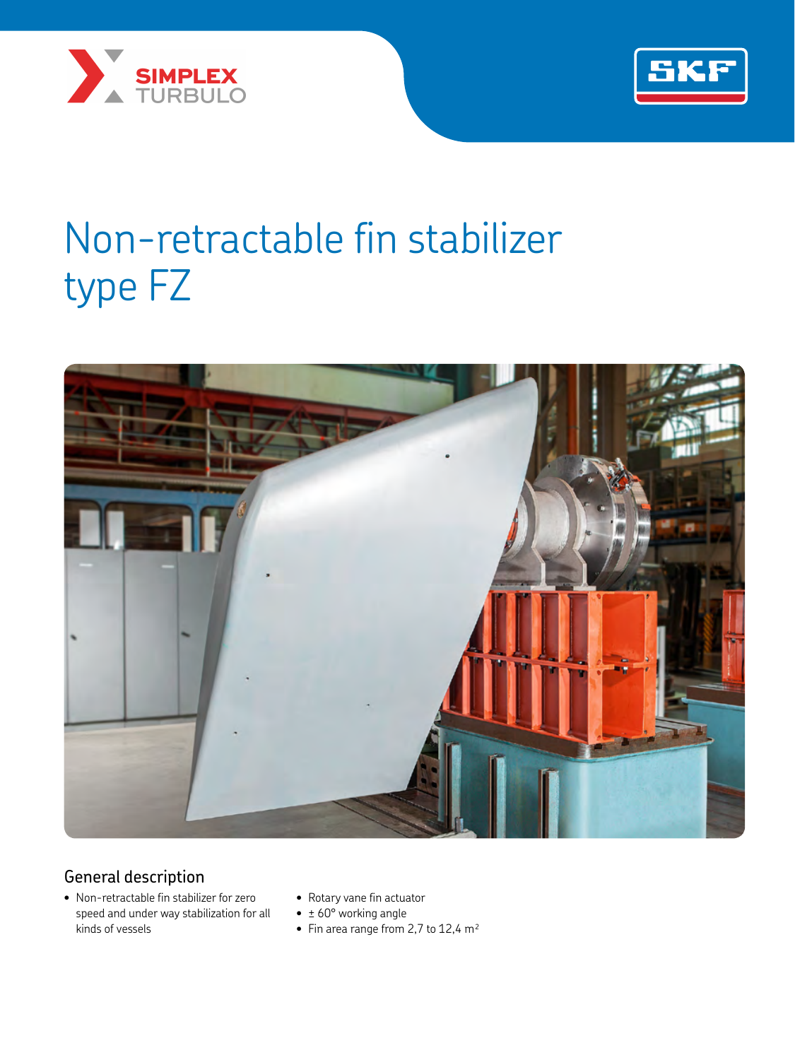# Non-retractable fin stabilizer type FZ

## General description

- Non-retractable fin stabilizer for zero speed and under way stabilization for all kinds of vessels
- Rotary vane fin actuator
- ± 60° working angle
- Fin area range from 2,7 to 12,4 $m^2$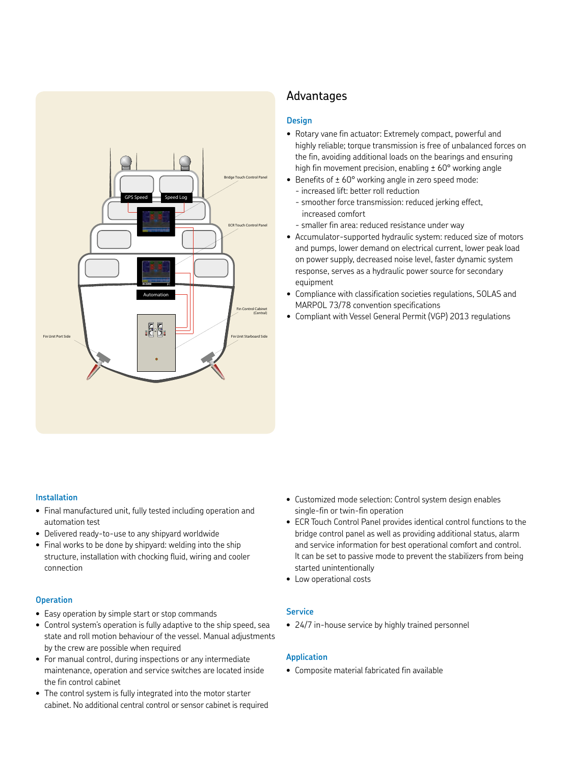## Advantages

### Design

- Rotary vane fin actuator: Extremely compact, powerful and highly reliable; torque transmission is free of unbalanced forces on the fin, avoiding additional loads on the bearings and ensuring high fin movement precision, enabling ± 60° working angle
- Benefits of ± 60° working angle in zero speed mode:
  - increased lift: better roll reduction
  - smoother force transmission: reduced jerking effect, increased comfort
  - smaller fin area: reduced resistance under way
- Accumulator-supported hydraulic system: reduced size of motors and pumps, lower demand on electrical current, lower peak load on power supply, decreased noise level, faster dynamic system response, serves as a hydraulic power source for secondary equipment
- Compliance with classification societies regulations, SOLAS and MARPOL 73/78 convention specifications
- Compliant with Vessel General Permit (VGP) 2013 regulations

### Installation

- Final manufactured unit, fully tested including operation and automation test
- Delivered ready-to-use to any shipyard worldwide
- Final works to be done by shipyard: welding into the ship structure, installation with chocking fluid, wiring and cooler connection

### Operation

- Easy operation by simple start or stop commands
- Control system's operation is fully adaptive to the ship speed, sea state and roll motion behaviour of the vessel. Manual adjustments by the crew are possible when required
- For manual control, during inspections or any intermediate maintenance, operation and service switches are located inside the fin control cabinet
- The control system is fully integrated into the motor starter cabinet. No additional central control or sensor cabinet is required
- Customized mode selection: Control system design enables single-fin or twin-fin operation
- ECR Touch Control Panel provides identical control functions to the bridge control panel as well as providing additional status, alarm and service information for best operational comfort and control. It can be set to passive mode to prevent the stabilizers from being started unintentionally
- Low operational costs

### Service

- 24/7 in-house service by highly trained personnel

### Application

- Composite material fabricated fin available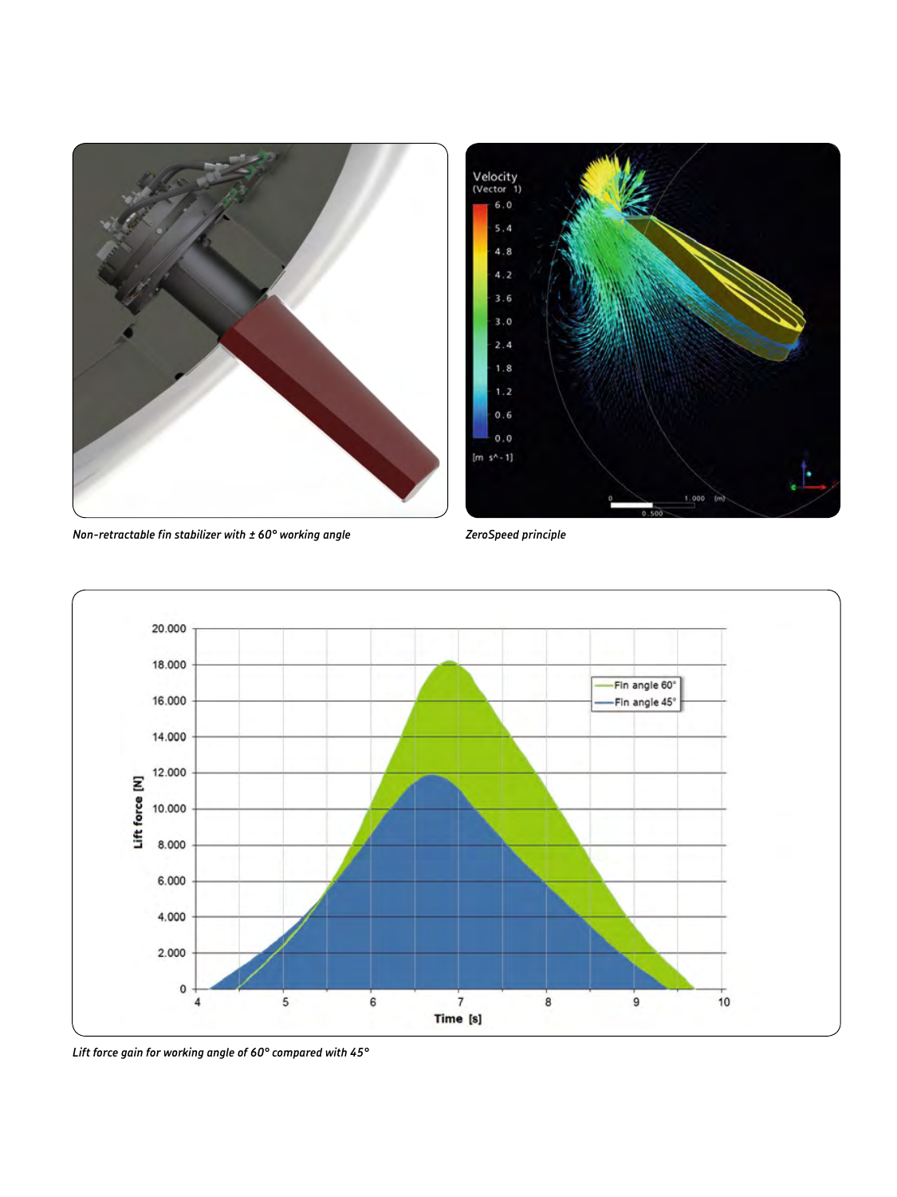*Non-retractable fin stabilizer with ± 60° working angle*

*ZeroSpeed principle*

*Lift force gain for working angle of 60° compared with 45°*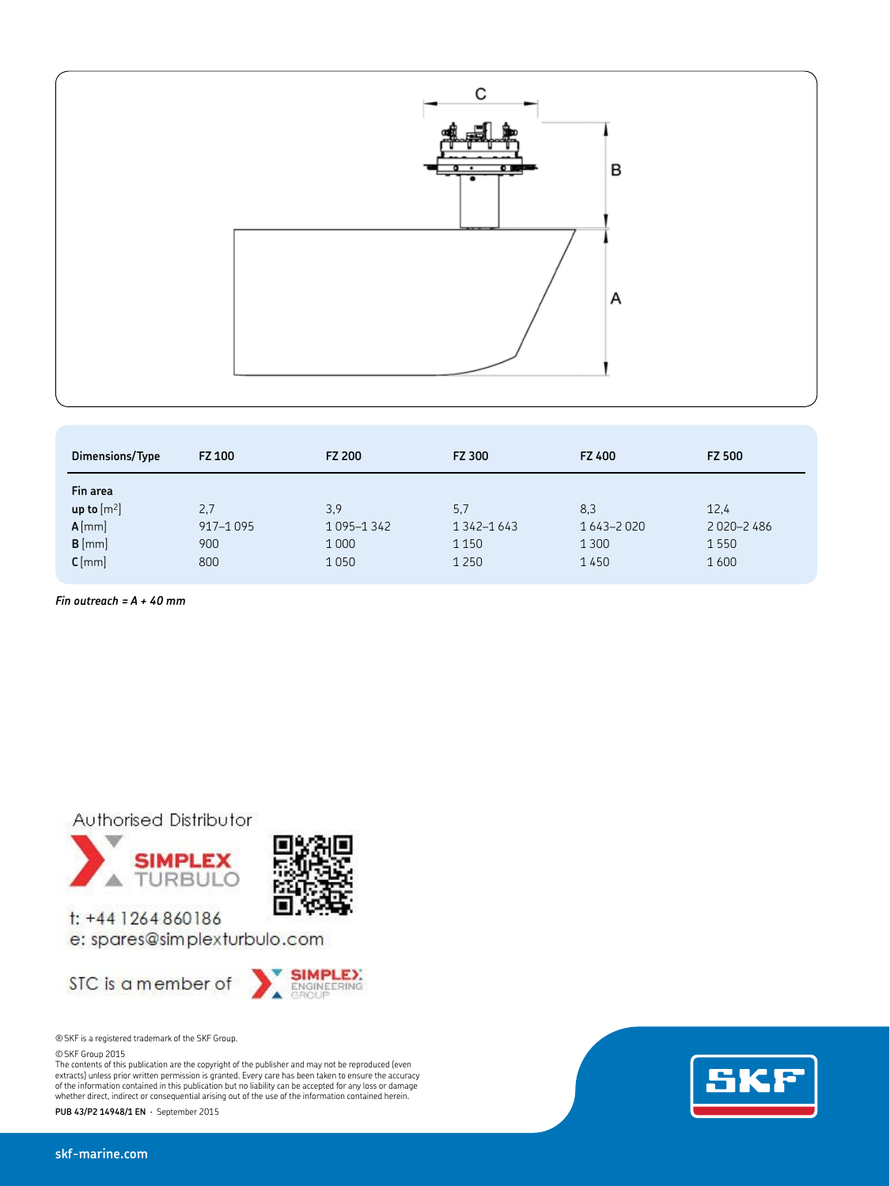C

B

A

| Dimensions/Type | FZ 100 | FZ 200 | FZ 300 | FZ 400 | FZ 500 |
| --- | --- | --- | --- | --- | --- |
| **Fin area** | | | | | |
| **up to** [$m^2$] | 2,7 | 3,9 | 5,7 | 8,3 | 12,4 |
| **A** [mm] | 917–1 095 | 1 095–1 342 | 1 342–1 643 | 1 643–2 020 | 2 020–2 486 |
| **B** [mm] | 900 | 1 000 | 1 150 | 1 300 | 1 550 |
| **C** [mm] | 800 | 1 050 | 1 250 | 1 450 | 1 600 |

***Fin outreach = A + 40 mm***

Authorised Distributor

SIMPLEX TURBULO

t: +44 1264 860186

e: spares@simplexturbulo.com

STC is a member of SIMPLEX ENGINEERING GROUP

® SKF is a registered trademark of the SKF Group.

© SKF Group 2015

The contents of this publication are the copyright of the publisher and may not be reproduced (even extracts) unless prior written permission is granted. Every care has been taken to ensure the accuracy of the information contained in this publication but no liability can be accepted for any loss or damage whether direct, indirect or consequential arising out of the use of the information contained herein.

**PUB 43/P2 14948/1 EN** · September 2015

SKF

**skf-marine.com**